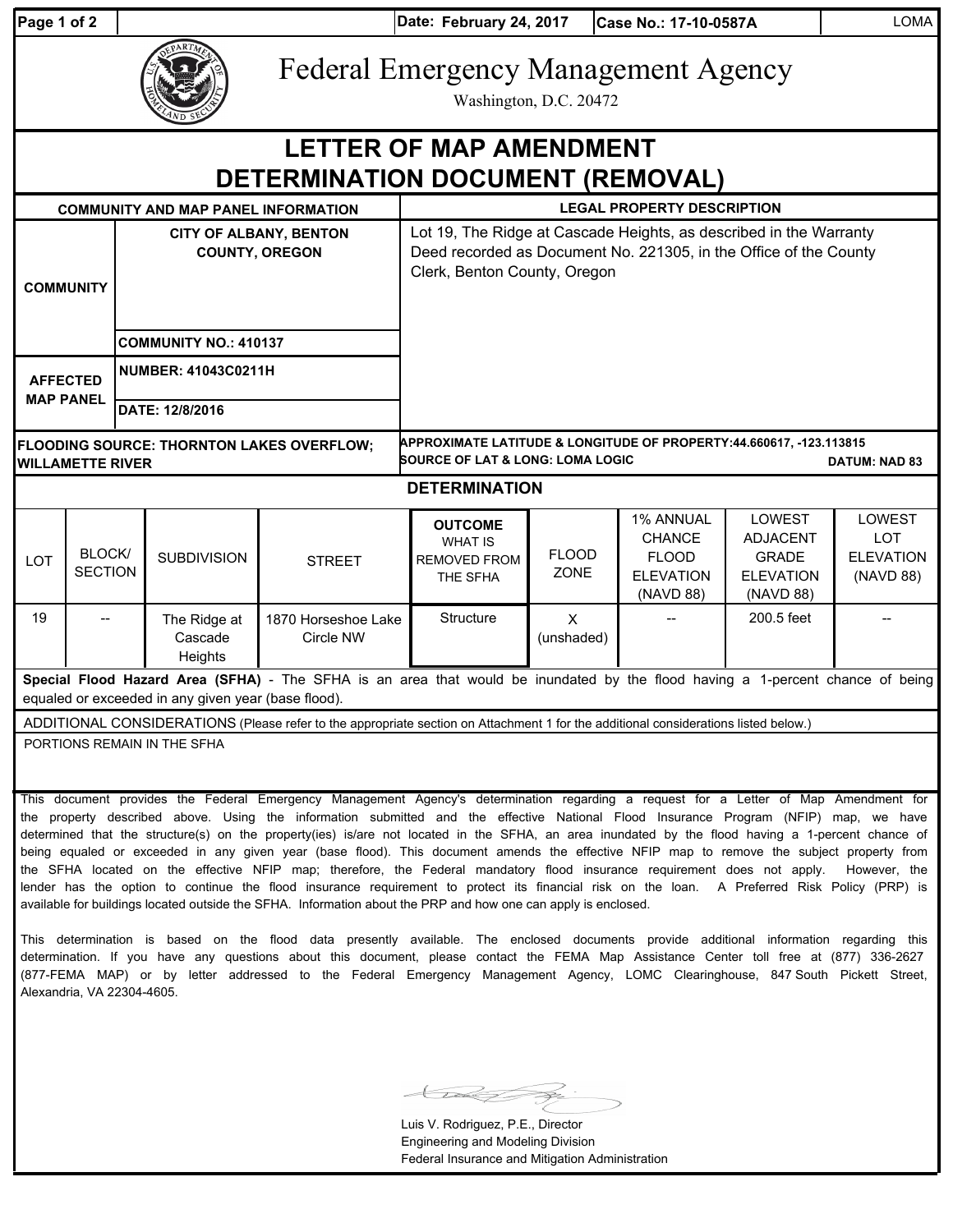Date: February 24, 2017 | Case No.: 17-10-0587A | LOMA

# Federal Emergency Management Agency

Washington, D.C. 20472

# LETTER OF MAP AMENDMENT DETERMINATION DOCUMENT (REMOVAL)

| COMMUNITY AND MAP PANEL INFORMATION | | LEGAL PROPERTY DESCRIPTION |
|---|---|---|
| COMMUNITY | CITY OF ALBANY, BENTON COUNTY, OREGON | Lot 19, The Ridge at Cascade Heights, as described in the Warranty Deed recorded as Document No. 221305, in the Office of the County Clerk, Benton County, Oregon |
| | COMMUNITY NO.: 410137 | |
| AFFECTED MAP PANEL | NUMBER: 41043C0211H | |
| | DATE: 12/8/2016 | |

**FLOODING SOURCE:** THORNTON LAKES OVERFLOW; WILLAMETTE RIVER

**APPROXIMATE LATITUDE & LONGITUDE OF PROPERTY:** 44.660617, -123.113815
**SOURCE OF LAT & LONG:** LOMA LOGIC **DATUM:** NAD 83

## DETERMINATION

| LOT | BLOCK/ SECTION | SUBDIVISION | STREET | OUTCOME WHAT IS REMOVED FROM THE SFHA | FLOOD ZONE | 1% ANNUAL CHANCE FLOOD ELEVATION (NAVD 88) | LOWEST ADJACENT GRADE ELEVATION (NAVD 88) | LOWEST LOT ELEVATION (NAVD 88) |
|---|---|---|---|---|---|---|---|---|
| 19 | -- | The Ridge at Cascade Heights | 1870 Horseshoe Lake Circle NW | Structure | X (unshaded) | -- | 200.5 feet | -- |

**Special Flood Hazard Area (SFHA)** - The SFHA is an area that would be inundated by the flood having a 1-percent chance of being equaled or exceeded in any given year (base flood).

ADDITIONAL CONSIDERATIONS (Please refer to the appropriate section on Attachment 1 for the additional considerations listed below.)

PORTIONS REMAIN IN THE SFHA

This document provides the Federal Emergency Management Agency's determination regarding a request for a Letter of Map Amendment for the property described above. Using the information submitted and the effective National Flood Insurance Program (NFIP) map, we have determined that the structure(s) on the property(ies) is/are not located in the SFHA, an area inundated by the flood having a 1-percent chance of being equaled or exceeded in any given year (base flood). This document amends the effective NFIP map to remove the subject property from the SFHA located on the effective NFIP map; therefore, the Federal mandatory flood insurance requirement does not apply. However, the lender has the option to continue the flood insurance requirement to protect its financial risk on the loan. A Preferred Risk Policy (PRP) is available for buildings located outside the SFHA. Information about the PRP and how one can apply is enclosed.

This determination is based on the flood data presently available. The enclosed documents provide additional information regarding this determination. If you have any questions about this document, please contact the FEMA Map Assistance Center toll free at (877) 336-2627 (877-FEMA MAP) or by letter addressed to the Federal Emergency Management Agency, LOMC Clearinghouse, 847 South Pickett Street, Alexandria, VA 22304-4605.

Luis V. Rodriguez, P.E., Director
Engineering and Modeling Division
Federal Insurance and Mitigation Administration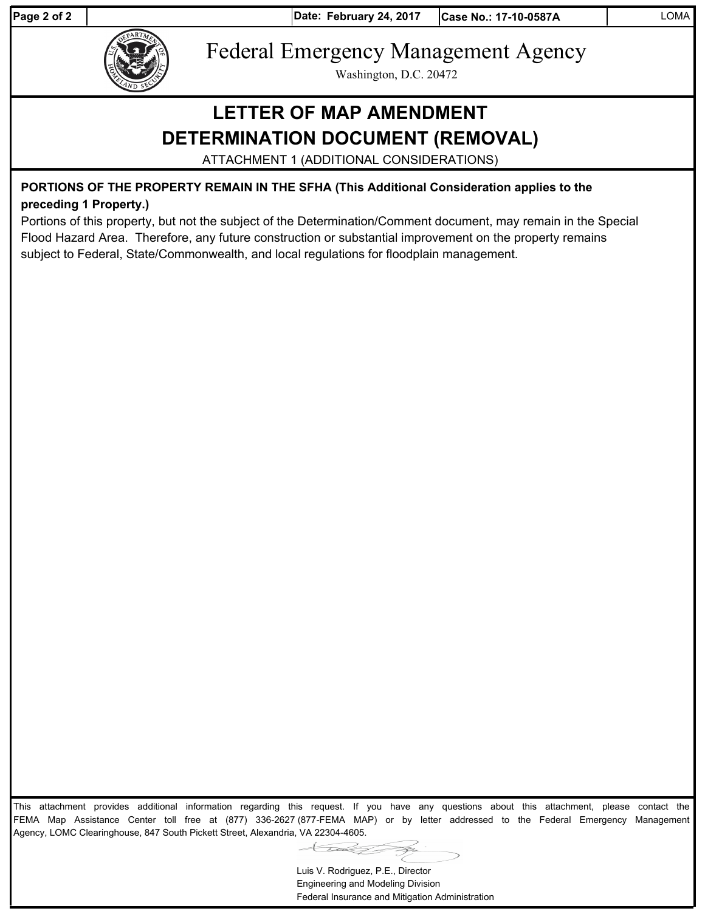Date: February 24, 2017 | Case No.: 17-10-0587A | LOMA

# Federal Emergency Management Agency

Washington, D.C. 20472

## LETTER OF MAP AMENDMENT DETERMINATION DOCUMENT (REMOVAL)

ATTACHMENT 1 (ADDITIONAL CONSIDERATIONS)

**PORTIONS OF THE PROPERTY REMAIN IN THE SFHA (This Additional Consideration applies to the preceding 1 Property.)**

Portions of this property, but not the subject of the Determination/Comment document, may remain in the Special Flood Hazard Area. Therefore, any future construction or substantial improvement on the property remains subject to Federal, State/Commonwealth, and local regulations for floodplain management.

This attachment provides additional information regarding this request. If you have any questions about this attachment, please contact the FEMA Map Assistance Center toll free at (877) 336-2627 (877-FEMA MAP) or by letter addressed to the Federal Emergency Management Agency, LOMC Clearinghouse, 847 South Pickett Street, Alexandria, VA 22304-4605.

Luis V. Rodriguez, P.E., Director
Engineering and Modeling Division
Federal Insurance and Mitigation Administration